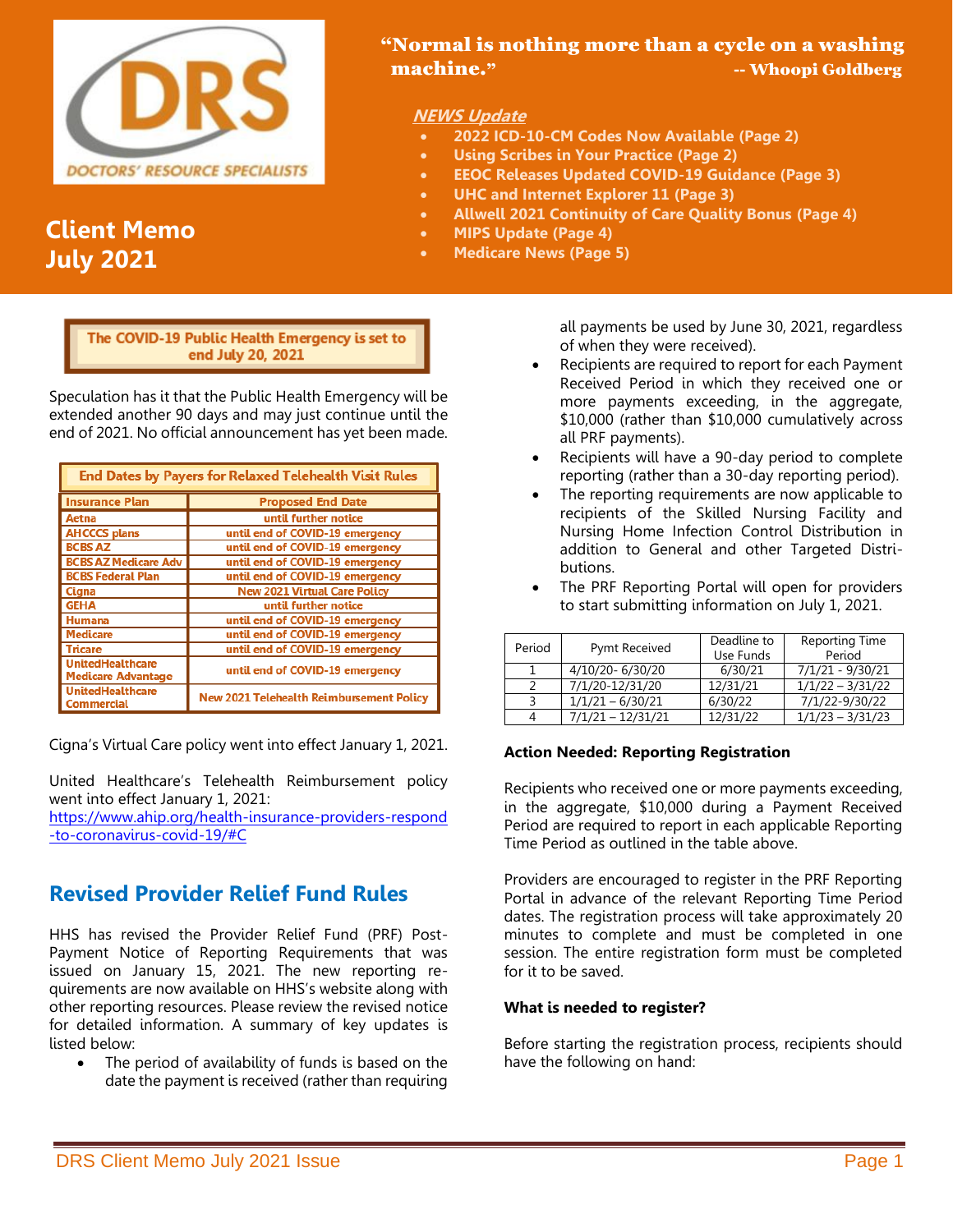DRS DOCTORS' RESOURCE SPECIALISTS

# Client Memo July 2021

**"Normal is nothing more than a cycle on a washing machine."** -- **Whoopi Goldberg**

***NEWS Update***

- **2022 ICD-10-CM Codes Now Available (Page 2)**
- **Using Scribes in Your Practice (Page 2)**
- **EEOC Releases Updated COVID-19 Guidance (Page 3)**
- **UHC and Internet Explorer 11 (Page 3)**
- **Allwell 2021 Continuity of Care Quality Bonus (Page 4)**
- **MIPS Update (Page 4)**
- **Medicare News (Page 5)**

**The COVID-19 Public Health Emergency is set to end July 20, 2021**

Speculation has it that the Public Health Emergency will be extended another 90 days and may just continue until the end of 2021. No official announcement has yet been made.

**End Dates by Payers for Relaxed Telehealth Visit Rules**

| Insurance Plan | Proposed End Date |
|---|---|
| Aetna | until further notice |
| AHCCCS plans | until end of COVID-19 emergency |
| BCBS AZ | until end of COVID-19 emergency |
| BCBS AZ Medicare Adv | until end of COVID-19 emergency |
| BCBS Federal Plan | until end of COVID-19 emergency |
| Cigna | New 2021 Virtual Care Policy |
| GEHA | until further notice |
| Humana | until end of COVID-19 emergency |
| Medicare | until end of COVID-19 emergency |
| Tricare | until end of COVID-19 emergency |
| UnitedHealthcare Medicare Advantage | until end of COVID-19 emergency |
| UnitedHealthcare Commercial | New 2021 Telehealth Reimbursement Policy |

Cigna's Virtual Care policy went into effect January 1, 2021.

United Healthcare's Telehealth Reimbursement policy went into effect January 1, 2021:
https://www.ahip.org/health-insurance-providers-respond-to-coronavirus-covid-19/#C

## Revised Provider Relief Fund Rules

HHS has revised the Provider Relief Fund (PRF) Post-Payment Notice of Reporting Requirements that was issued on January 15, 2021. The new reporting requirements are now available on HHS's website along with other reporting resources. Please review the revised notice for detailed information. A summary of key updates is listed below:

- The period of availability of funds is based on the date the payment is received (rather than requiring all payments be used by June 30, 2021, regardless of when they were received).
- Recipients are required to report for each Payment Received Period in which they received one or more payments exceeding, in the aggregate, $10,000 (rather than $10,000 cumulatively across all PRF payments).
- Recipients will have a 90-day period to complete reporting (rather than a 30-day reporting period).
- The reporting requirements are now applicable to recipients of the Skilled Nursing Facility and Nursing Home Infection Control Distribution in addition to General and other Targeted Distributions.
- The PRF Reporting Portal will open for providers to start submitting information on July 1, 2021.

| Period | Pymt Received | Deadline to Use Funds | Reporting Time Period |
|---|---|---|---|
| 1 | 4/10/20- 6/30/20 | 6/30/21 | 7/1/21 - 9/30/21 |
| 2 | 7/1/20-12/31/20 | 12/31/21 | 1/1/22 – 3/31/22 |
| 3 | 1/1/21 – 6/30/21 | 6/30/22 | 7/1/22-9/30/22 |
| 4 | 7/1/21 – 12/31/21 | 12/31/22 | 1/1/23 – 3/31/23 |

**Action Needed: Reporting Registration**

Recipients who received one or more payments exceeding, in the aggregate, $10,000 during a Payment Received Period are required to report in each applicable Reporting Time Period as outlined in the table above.

Providers are encouraged to register in the PRF Reporting Portal in advance of the relevant Reporting Time Period dates. The registration process will take approximately 20 minutes to complete and must be completed in one session. The entire registration form must be completed for it to be saved.

**What is needed to register?**

Before starting the registration process, recipients should have the following on hand: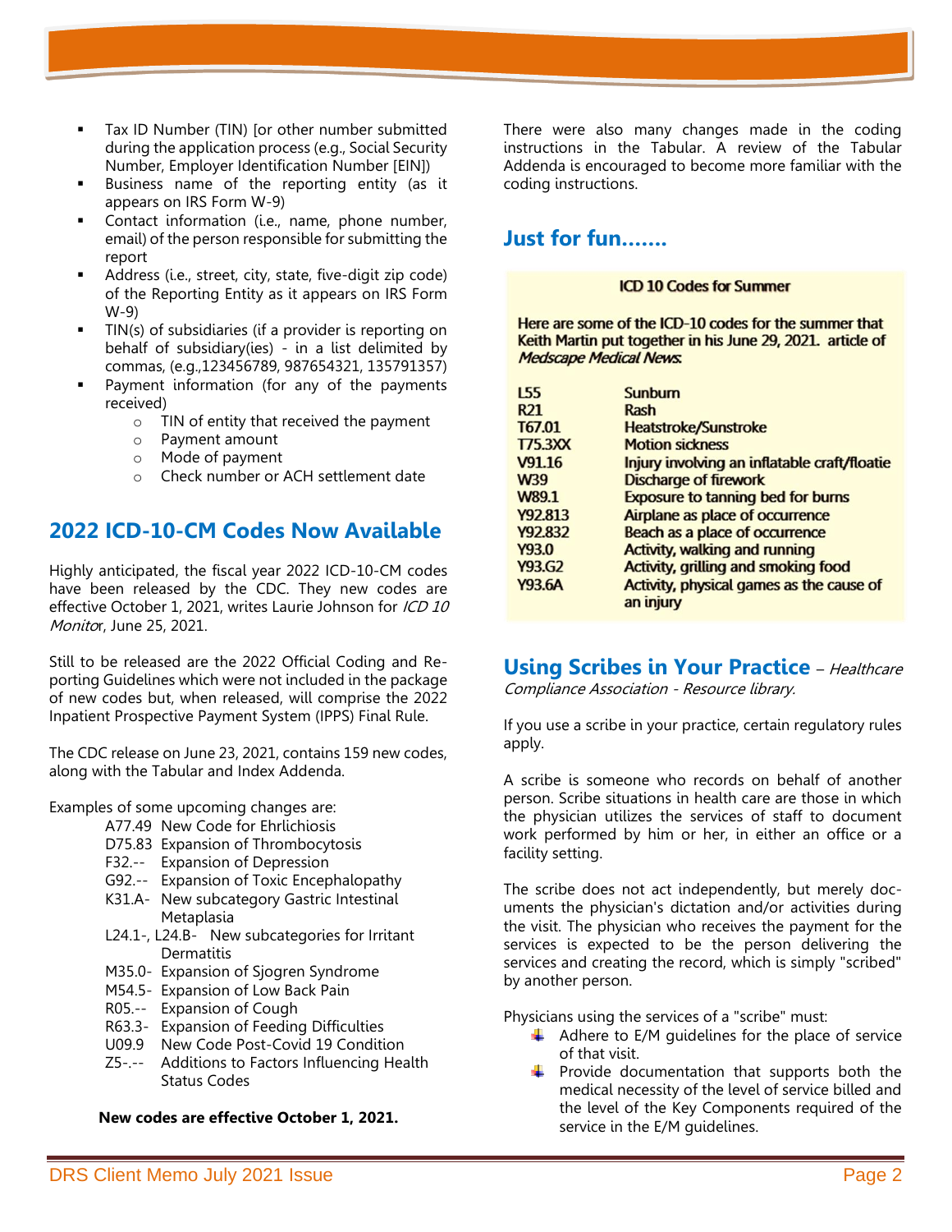- Tax ID Number (TIN) [or other number submitted during the application process (e.g., Social Security Number, Employer Identification Number [EIN])
- Business name of the reporting entity (as it appears on IRS Form W-9)
- Contact information (i.e., name, phone number, email) of the person responsible for submitting the report
- Address (i.e., street, city, state, five-digit zip code) of the Reporting Entity as it appears on IRS Form W-9)
- TIN(s) of subsidiaries (if a provider is reporting on behalf of subsidiary(ies) - in a list delimited by commas, (e.g.,123456789, 987654321, 135791357)
- Payment information (for any of the payments received)
  - TIN of entity that received the payment
  - Payment amount
  - Mode of payment
  - Check number or ACH settlement date

## 2022 ICD-10-CM Codes Now Available

Highly anticipated, the fiscal year 2022 ICD-10-CM codes have been released by the CDC. They new codes are effective October 1, 2021, writes Laurie Johnson for *ICD 10 Monitor*, June 25, 2021.

Still to be released are the 2022 Official Coding and Reporting Guidelines which were not included in the package of new codes but, when released, will comprise the 2022 Inpatient Prospective Payment System (IPPS) Final Rule.

The CDC release on June 23, 2021, contains 159 new codes, along with the Tabular and Index Addenda.

Examples of some upcoming changes are:

A77.49 New Code for Ehrlichiosis
D75.83 Expansion of Thrombocytosis
F32.-- Expansion of Depression
G92.-- Expansion of Toxic Encephalopathy
K31.A- New subcategory Gastric Intestinal Metaplasia
L24.1-, L24.B- New subcategories for Irritant Dermatitis
M35.0- Expansion of Sjogren Syndrome
M54.5- Expansion of Low Back Pain
R05.-- Expansion of Cough
R63.3- Expansion of Feeding Difficulties
U09.9 New Code Post-Covid 19 Condition
Z5-.-- Additions to Factors Influencing Health Status Codes

**New codes are effective October 1, 2021.**

There were also many changes made in the coding instructions in the Tabular. A review of the Tabular Addenda is encouraged to become more familiar with the coding instructions.

## Just for fun.......

**ICD 10 Codes for Summer**

**Here are some of the ICD-10 codes for the summer that Keith Martin put together in his June 29, 2021. article of *Medscape Medical News*.**

| | |
|---|---|
| L55 | Sunburn |
| R21 | Rash |
| T67.01 | Heatstroke/Sunstroke |
| T75.3XX | Motion sickness |
| V91.16 | Injury involving an inflatable craft/floatie |
| W39 | Discharge of firework |
| W89.1 | Exposure to tanning bed for burns |
| Y92.813 | Airplane as place of occurrence |
| Y92.832 | Beach as a place of occurrence |
| Y93.0 | Activity, walking and running |
| Y93.G2 | Activity, grilling and smoking food |
| Y93.6A | Activity, physical games as the cause of an injury |

## Using Scribes in Your Practice – *Healthcare Compliance Association - Resource library.*

If you use a scribe in your practice, certain regulatory rules apply.

A scribe is someone who records on behalf of another person. Scribe situations in health care are those in which the physician utilizes the services of staff to document work performed by him or her, in either an office or a facility setting.

The scribe does not act independently, but merely documents the physician's dictation and/or activities during the visit. The physician who receives the payment for the services is expected to be the person delivering the services and creating the record, which is simply "scribed" by another person.

Physicians using the services of a "scribe" must:

- Adhere to E/M guidelines for the place of service of that visit.
- Provide documentation that supports both the medical necessity of the level of service billed and the level of the Key Components required of the service in the E/M guidelines.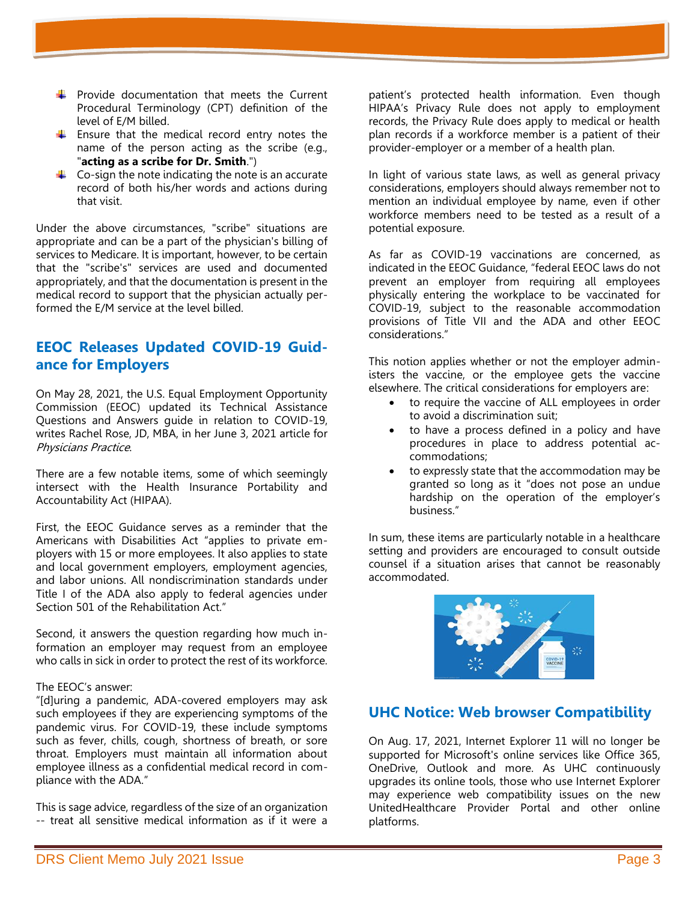- Provide documentation that meets the Current Procedural Terminology (CPT) definition of the level of E/M billed.
- Ensure that the medical record entry notes the name of the person acting as the scribe (e.g., "**acting as a scribe for Dr. Smith**.")
- Co-sign the note indicating the note is an accurate record of both his/her words and actions during that visit.

Under the above circumstances, "scribe" situations are appropriate and can be a part of the physician's billing of services to Medicare. It is important, however, to be certain that the "scribe's" services are used and documented appropriately, and that the documentation is present in the medical record to support that the physician actually performed the E/M service at the level billed.

## EEOC Releases Updated COVID-19 Guidance for Employers

On May 28, 2021, the U.S. Equal Employment Opportunity Commission (EEOC) updated its Technical Assistance Questions and Answers guide in relation to COVID-19, writes Rachel Rose, JD, MBA, in her June 3, 2021 article for *Physicians Practice*.

There are a few notable items, some of which seemingly intersect with the Health Insurance Portability and Accountability Act (HIPAA).

First, the EEOC Guidance serves as a reminder that the Americans with Disabilities Act "applies to private employers with 15 or more employees. It also applies to state and local government employers, employment agencies, and labor unions. All nondiscrimination standards under Title I of the ADA also apply to federal agencies under Section 501 of the Rehabilitation Act."

Second, it answers the question regarding how much information an employer may request from an employee who calls in sick in order to protect the rest of its workforce.

The EEOC's answer:
"[d]uring a pandemic, ADA-covered employers may ask such employees if they are experiencing symptoms of the pandemic virus. For COVID-19, these include symptoms such as fever, chills, cough, shortness of breath, or sore throat. Employers must maintain all information about employee illness as a confidential medical record in compliance with the ADA."

This is sage advice, regardless of the size of an organization -- treat all sensitive medical information as if it were a patient's protected health information. Even though HIPAA's Privacy Rule does not apply to employment records, the Privacy Rule does apply to medical or health plan records if a workforce member is a patient of their provider-employer or a member of a health plan.

In light of various state laws, as well as general privacy considerations, employers should always remember not to mention an individual employee by name, even if other workforce members need to be tested as a result of a potential exposure.

As far as COVID-19 vaccinations are concerned, as indicated in the EEOC Guidance, "federal EEOC laws do not prevent an employer from requiring all employees physically entering the workplace to be vaccinated for COVID-19, subject to the reasonable accommodation provisions of Title VII and the ADA and other EEOC considerations."

This notion applies whether or not the employer administers the vaccine, or the employee gets the vaccine elsewhere. The critical considerations for employers are:

- to require the vaccine of ALL employees in order to avoid a discrimination suit;
- to have a process defined in a policy and have procedures in place to address potential accommodations;
- to expressly state that the accommodation may be granted so long as it "does not pose an undue hardship on the operation of the employer's business."

In sum, these items are particularly notable in a healthcare setting and providers are encouraged to consult outside counsel if a situation arises that cannot be reasonably accommodated.

## UHC Notice: Web browser Compatibility

On Aug. 17, 2021, Internet Explorer 11 will no longer be supported for Microsoft's online services like Office 365, OneDrive, Outlook and more. As UHC continuously upgrades its online tools, those who use Internet Explorer may experience web compatibility issues on the new UnitedHealthcare Provider Portal and other online platforms.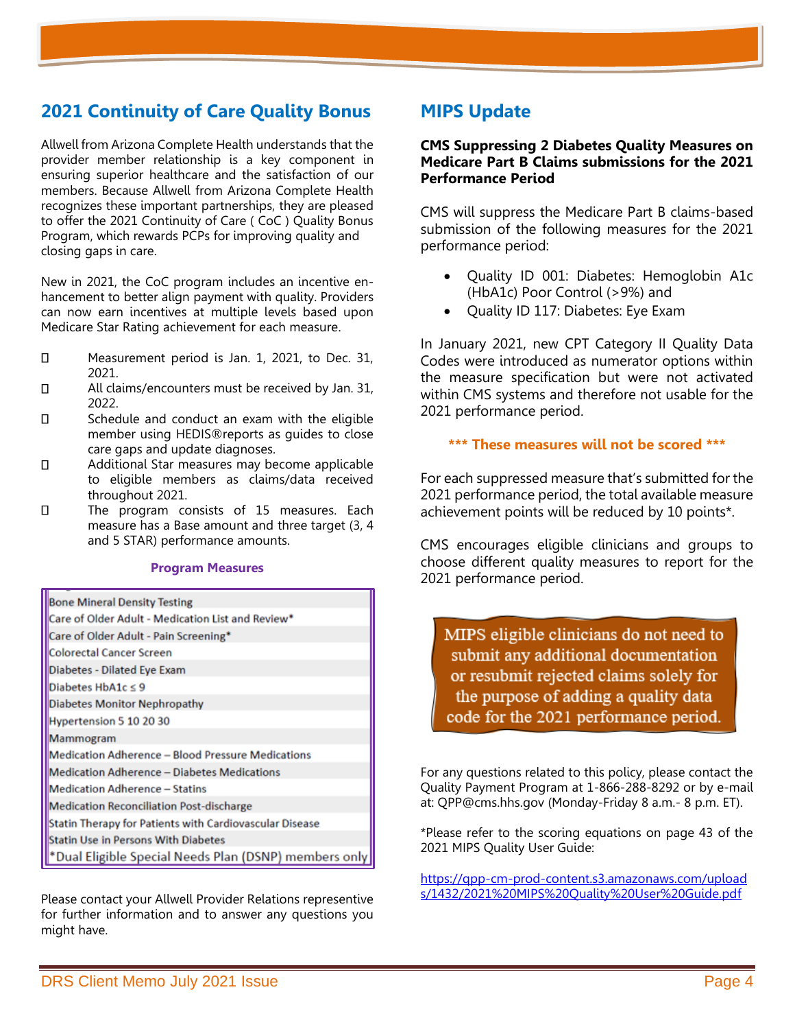## 2021 Continuity of Care Quality Bonus

Allwell from Arizona Complete Health understands that the provider member relationship is a key component in ensuring superior healthcare and the satisfaction of our members. Because Allwell from Arizona Complete Health recognizes these important partnerships, they are pleased to offer the 2021 Continuity of Care ( CoC ) Quality Bonus Program, which rewards PCPs for improving quality and closing gaps in care.

New in 2021, the CoC program includes an incentive enhancement to better align payment with quality. Providers can now earn incentives at multiple levels based upon Medicare Star Rating achievement for each measure.

- Measurement period is Jan. 1, 2021, to Dec. 31, 2021.
- All claims/encounters must be received by Jan. 31, 2022.
- Schedule and conduct an exam with the eligible member using HEDIS®reports as guides to close care gaps and update diagnoses.
- Additional Star measures may become applicable to eligible members as claims/data received throughout 2021.
- The program consists of 15 measures. Each measure has a Base amount and three target (3, 4 and 5 STAR) performance amounts.

**Program Measures**

| Program Measures |
|---|
| Bone Mineral Density Testing |
| Care of Older Adult - Medication List and Review* |
| Care of Older Adult - Pain Screening* |
| Colorectal Cancer Screen |
| Diabetes - Dilated Eye Exam |
| Diabetes HbA1c ≤ 9 |
| Diabetes Monitor Nephropathy |
| Hypertension 5 10 20 30 |
| Mammogram |
| Medication Adherence – Blood Pressure Medications |
| Medication Adherence – Diabetes Medications |
| Medication Adherence – Statins |
| Medication Reconciliation Post-discharge |
| Statin Therapy for Patients with Cardiovascular Disease |
| Statin Use in Persons With Diabetes |
| *Dual Eligible Special Needs Plan (DSNP) members only |

Please contact your Allwell Provider Relations representive for further information and to answer any questions you might have.

## MIPS Update

**CMS Suppressing 2 Diabetes Quality Measures on Medicare Part B Claims submissions for the 2021 Performance Period**

CMS will suppress the Medicare Part B claims-based submission of the following measures for the 2021 performance period:

- Quality ID 001: Diabetes: Hemoglobin A1c (HbA1c) Poor Control (>9%) and
- Quality ID 117: Diabetes: Eye Exam

In January 2021, new CPT Category II Quality Data Codes were introduced as numerator options within the measure specification but were not activated within CMS systems and therefore not usable for the 2021 performance period.

**\*\*\* These measures will not be scored \*\*\***

For each suppressed measure that's submitted for the 2021 performance period, the total available measure achievement points will be reduced by 10 points*.

CMS encourages eligible clinicians and groups to choose different quality measures to report for the 2021 performance period.

> MIPS eligible clinicians do not need to submit any additional documentation or resubmit rejected claims solely for the purpose of adding a quality data code for the 2021 performance period.

For any questions related to this policy, please contact the Quality Payment Program at 1-866-288-8292 or by e-mail at: QPP@cms.hhs.gov (Monday-Friday 8 a.m.- 8 p.m. ET).

*Please refer to the scoring equations on page 43 of the 2021 MIPS Quality User Guide:

https://qpp-cm-prod-content.s3.amazonaws.com/uploads/1432/2021%20MIPS%20Quality%20User%20Guide.pdf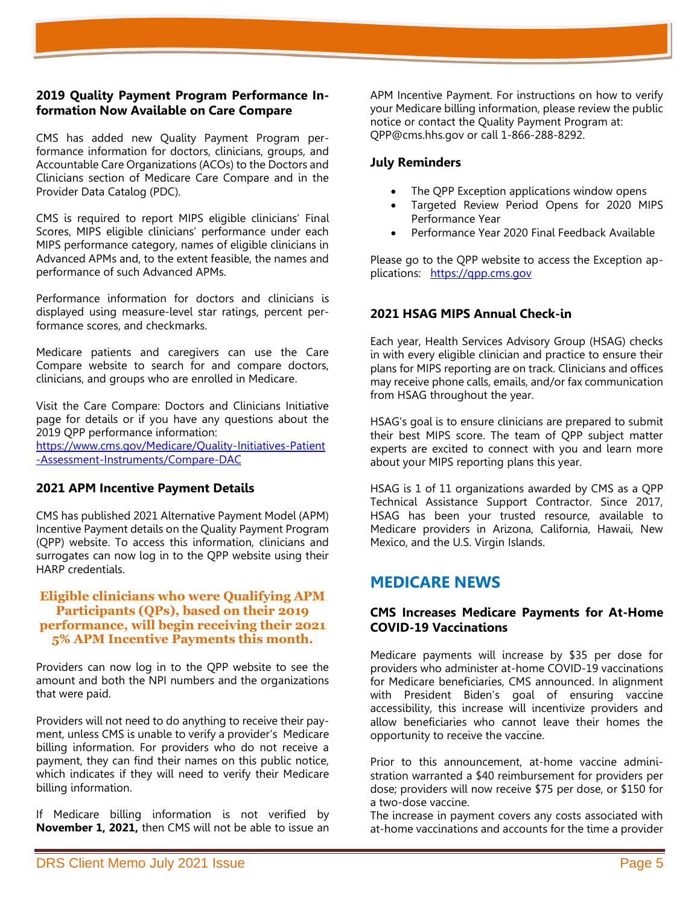### 2019 Quality Payment Program Performance Information Now Available on Care Compare

CMS has added new Quality Payment Program performance information for doctors, clinicians, groups, and Accountable Care Organizations (ACOs) to the Doctors and Clinicians section of Medicare Care Compare and in the Provider Data Catalog (PDC).

CMS is required to report MIPS eligible clinicians' Final Scores, MIPS eligible clinicians' performance under each MIPS performance category, names of eligible clinicians in Advanced APMs and, to the extent feasible, the names and performance of such Advanced APMs.

Performance information for doctors and clinicians is displayed using measure-level star ratings, percent performance scores, and checkmarks.

Medicare patients and caregivers can use the Care Compare website to search for and compare doctors, clinicians, and groups who are enrolled in Medicare.

Visit the Care Compare: Doctors and Clinicians Initiative page for details or if you have any questions about the 2019 QPP performance information:
https://www.cms.gov/Medicare/Quality-Initiatives-Patient-Assessment-Instruments/Compare-DAC

### 2021 APM Incentive Payment Details

CMS has published 2021 Alternative Payment Model (APM) Incentive Payment details on the Quality Payment Program (QPP) website. To access this information, clinicians and surrogates can now log in to the QPP website using their HARP credentials.

**Eligible clinicians who were Qualifying APM Participants (QPs), based on their 2019 performance, will begin receiving their 2021 5% APM Incentive Payments this month.**

Providers can now log in to the QPP website to see the amount and both the NPI numbers and the organizations that were paid.

Providers will not need to do anything to receive their payment, unless CMS is unable to verify a provider's Medicare billing information. For providers who do not receive a payment, they can find their names on this public notice, which indicates if they will need to verify their Medicare billing information.

If Medicare billing information is not verified by **November 1, 2021,** then CMS will not be able to issue an APM Incentive Payment. For instructions on how to verify your Medicare billing information, please review the public notice or contact the Quality Payment Program at: QPP@cms.hhs.gov or call 1-866-288-8292.

### July Reminders

- The QPP Exception applications window opens
- Targeted Review Period Opens for 2020 MIPS Performance Year
- Performance Year 2020 Final Feedback Available

Please go to the QPP website to access the Exception applications: https://qpp.cms.gov

### 2021 HSAG MIPS Annual Check-in

Each year, Health Services Advisory Group (HSAG) checks in with every eligible clinician and practice to ensure their plans for MIPS reporting are on track. Clinicians and offices may receive phone calls, emails, and/or fax communication from HSAG throughout the year.

HSAG's goal is to ensure clinicians are prepared to submit their best MIPS score. The team of QPP subject matter experts are excited to connect with you and learn more about your MIPS reporting plans this year.

HSAG is 1 of 11 organizations awarded by CMS as a QPP Technical Assistance Support Contractor. Since 2017, HSAG has been your trusted resource, available to Medicare providers in Arizona, California, Hawaii, New Mexico, and the U.S. Virgin Islands.

## MEDICARE NEWS

### CMS Increases Medicare Payments for At-Home COVID-19 Vaccinations

Medicare payments will increase by $35 per dose for providers who administer at-home COVID-19 vaccinations for Medicare beneficiaries, CMS announced. In alignment with President Biden's goal of ensuring vaccine accessibility, this increase will incentivize providers and allow beneficiaries who cannot leave their homes the opportunity to receive the vaccine.

Prior to this announcement, at-home vaccine administration warranted a $40 reimbursement for providers per dose; providers will now receive $75 per dose, or $150 for a two-dose vaccine.
The increase in payment covers any costs associated with at-home vaccinations and accounts for the time a provider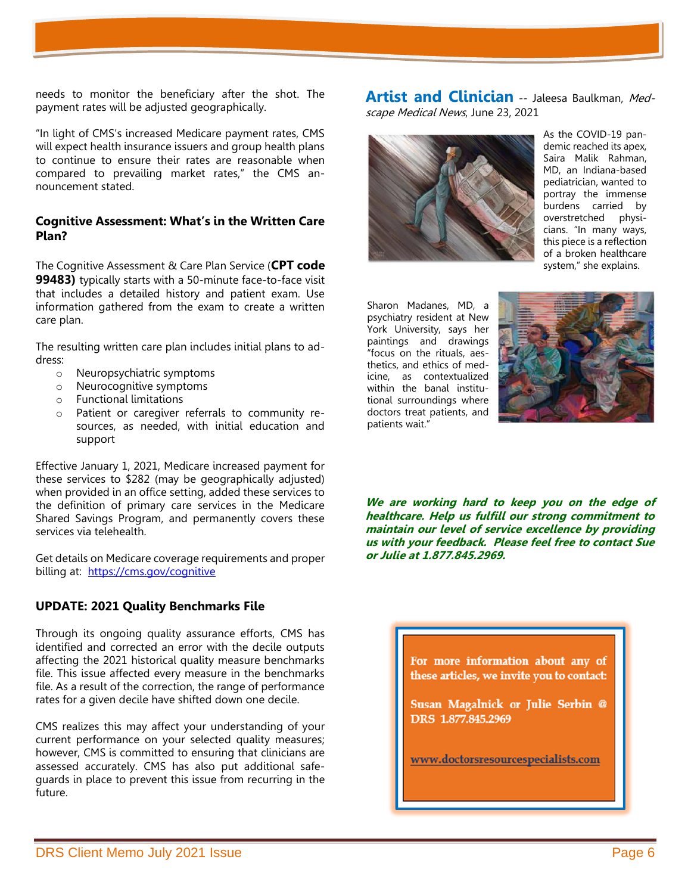needs to monitor the beneficiary after the shot. The payment rates will be adjusted geographically.

"In light of CMS's increased Medicare payment rates, CMS will expect health insurance issuers and group health plans to continue to ensure their rates are reasonable when compared to prevailing market rates," the CMS announcement stated.

### Cognitive Assessment: What's in the Written Care Plan?

The Cognitive Assessment & Care Plan Service (**CPT code 99483)** typically starts with a 50-minute face-to-face visit that includes a detailed history and patient exam. Use information gathered from the exam to create a written care plan.

The resulting written care plan includes initial plans to address:

- Neuropsychiatric symptoms
- Neurocognitive symptoms
- Functional limitations
- Patient or caregiver referrals to community resources, as needed, with initial education and support

Effective January 1, 2021, Medicare increased payment for these services to $282 (may be geographically adjusted) when provided in an office setting, added these services to the definition of primary care services in the Medicare Shared Savings Program, and permanently covers these services via telehealth.

Get details on Medicare coverage requirements and proper billing at: [https://cms.gov/cognitive](https://cms.gov/cognitive)

### UPDATE: 2021 Quality Benchmarks File

Through its ongoing quality assurance efforts, CMS has identified and corrected an error with the decile outputs affecting the 2021 historical quality measure benchmarks file. This issue affected every measure in the benchmarks file. As a result of the correction, the range of performance rates for a given decile have shifted down one decile.

CMS realizes this may affect your understanding of your current performance on your selected quality measures; however, CMS is committed to ensuring that clinicians are assessed accurately. CMS has also put additional safeguards in place to prevent this issue from recurring in the future.

## Artist and Clinician -- Jaleesa Baulkman, *Medscape Medical News*, June 23, 2021

As the COVID-19 pandemic reached its apex, Saira Malik Rahman, MD, an Indiana-based pediatrician, wanted to portray the immense burdens carried by overstretched physicians. "In many ways, this piece is a reflection of a broken healthcare system," she explains.

Sharon Madanes, MD, a psychiatry resident at New York University, says her paintings and drawings "focus on the rituals, aesthetics, and ethics of medicine, as contextualized within the banal institutional surroundings where doctors treat patients, and patients wait."

***We are working hard to keep you on the edge of healthcare. Help us fulfill our strong commitment to maintain our level of service excellence by providing us with your feedback. Please feel free to contact Sue or Julie at 1.877.845.2969.***

**For more information about any of these articles, we invite you to contact:**

**Susan Magalnick or Julie Serbin @ DRS 1.877.845.2969**

**[www.doctorsresourcespecialists.com](http://www.doctorsresourcespecialists.com)**